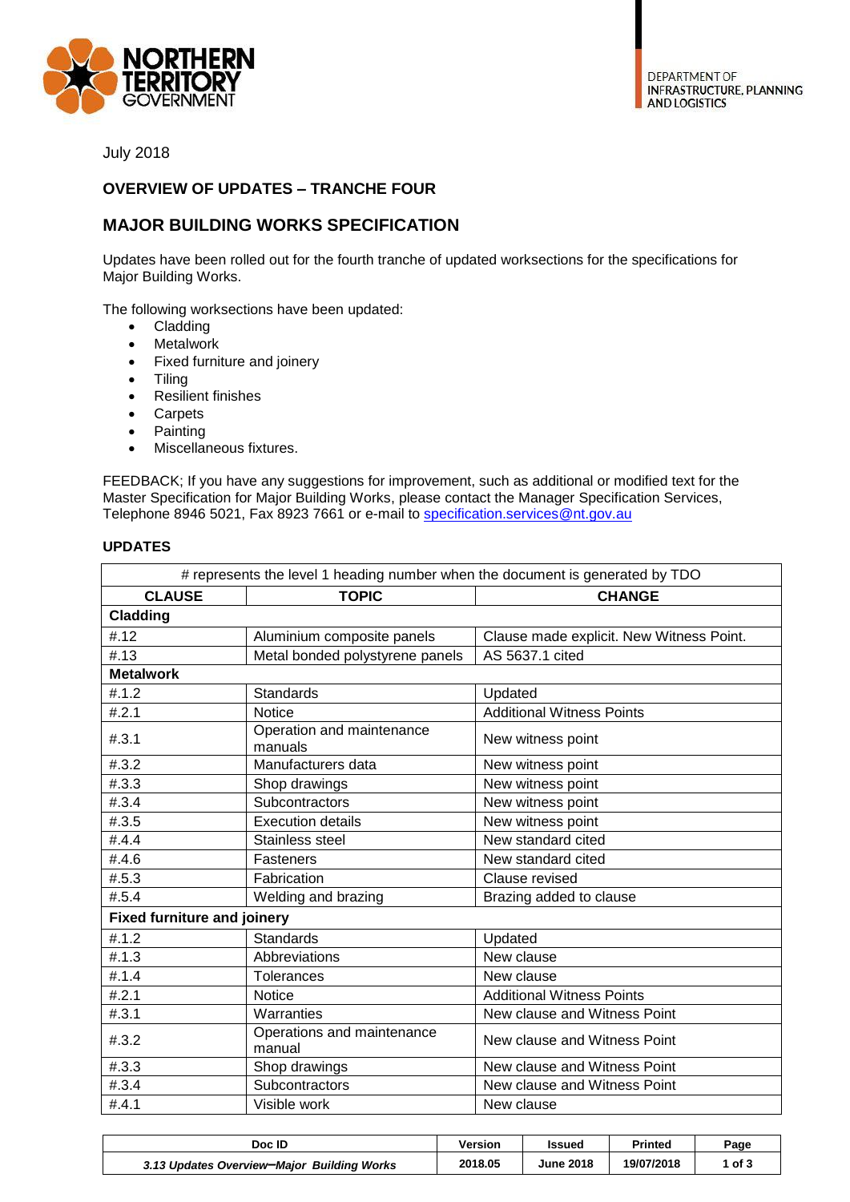NORTHERN TERRITORY GOVERNMENT

DEPARTMENT OF INFRASTRUCTURE, PLANNING AND LOGISTICS

July 2018

## OVERVIEW OF UPDATES – TRANCHE FOUR

## MAJOR BUILDING WORKS SPECIFICATION

Updates have been rolled out for the fourth tranche of updated worksections for the specifications for Major Building Works.

The following worksections have been updated:

- Cladding
- Metalwork
- Fixed furniture and joinery
- Tiling
- Resilient finishes
- Carpets
- Painting
- Miscellaneous fixtures.

FEEDBACK; If you have any suggestions for improvement, such as additional or modified text for the Master Specification for Major Building Works, please contact the Manager Specification Services, Telephone 8946 5021, Fax 8923 7661 or e-mail to specification.services@nt.gov.au

### UPDATES

| # represents the level 1 heading number when the document is generated by TDO | | |
|---|---|---|
| **CLAUSE** | **TOPIC** | **CHANGE** |
| **Cladding** | | |
| #.12 | Aluminium composite panels | Clause made explicit. New Witness Point. |
| #.13 | Metal bonded polystyrene panels | AS 5637.1 cited |
| **Metalwork** | | |
| #.1.2 | Standards | Updated |
| #.2.1 | Notice | Additional Witness Points |
| #.3.1 | Operation and maintenance manuals | New witness point |
| #.3.2 | Manufacturers data | New witness point |
| #.3.3 | Shop drawings | New witness point |
| #.3.4 | Subcontractors | New witness point |
| #.3.5 | Execution details | New witness point |
| #.4.4 | Stainless steel | New standard cited |
| #.4.6 | Fasteners | New standard cited |
| #.5.3 | Fabrication | Clause revised |
| #.5.4 | Welding and brazing | Brazing added to clause |
| **Fixed furniture and joinery** | | |
| #.1.2 | Standards | Updated |
| #.1.3 | Abbreviations | New clause |
| #.1.4 | Tolerances | New clause |
| #.2.1 | Notice | Additional Witness Points |
| #.3.1 | Warranties | New clause and Witness Point |
| #.3.2 | Operations and maintenance manual | New clause and Witness Point |
| #.3.3 | Shop drawings | New clause and Witness Point |
| #.3.4 | Subcontractors | New clause and Witness Point |
| #.4.1 | Visible work | New clause |

| Doc ID | Version | Issued | Printed |
|---|---|---|---|
| *3.13 Updates Overview–Major Building Works* | 2018.05 | June 2018 | 19/07/2018 |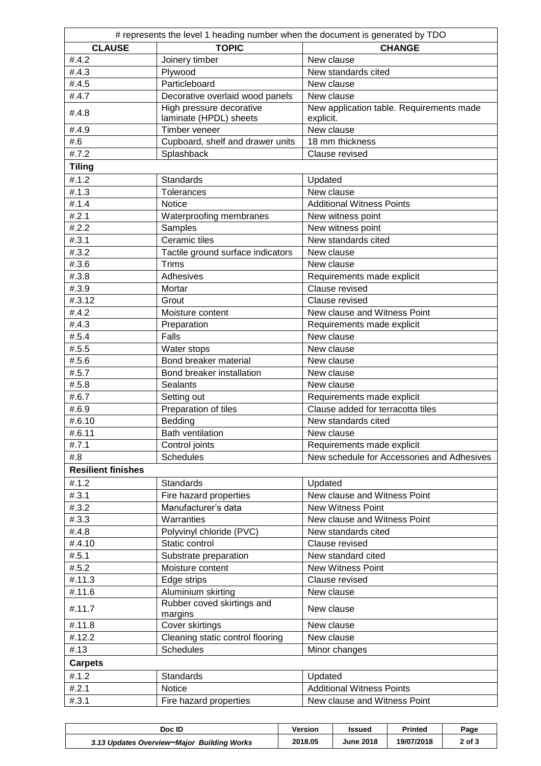| # represents the level 1 heading number when the document is generated by TDO | | |
|---|---|---|
| **CLAUSE** | **TOPIC** | **CHANGE** |
| #.4.2 | Joinery timber | New clause |
| #.4.3 | Plywood | New standards cited |
| #.4.5 | Particleboard | New clause |
| #.4.7 | Decorative overlaid wood panels | New clause |
| #.4.8 | High pressure decorative laminate (HPDL) sheets | New application table. Requirements made explicit. |
| #.4.9 | Timber veneer | New clause |
| #.6 | Cupboard, shelf and drawer units | 18 mm thickness |
| #.7.2 | Splashback | Clause revised |
| **Tiling** | | |
| #.1.2 | Standards | Updated |
| #.1.3 | Tolerances | New clause |
| #.1.4 | Notice | Additional Witness Points |
| #.2.1 | Waterproofing membranes | New witness point |
| #.2.2 | Samples | New witness point |
| #.3.1 | Ceramic tiles | New standards cited |
| #.3.2 | Tactile ground surface indicators | New clause |
| #.3.6 | Trims | New clause |
| #.3.8 | Adhesives | Requirements made explicit |
| #.3.9 | Mortar | Clause revised |
| #.3.12 | Grout | Clause revised |
| #.4.2 | Moisture content | New clause and Witness Point |
| #.4.3 | Preparation | Requirements made explicit |
| #.5.4 | Falls | New clause |
| #.5.5 | Water stops | New clause |
| #.5.6 | Bond breaker material | New clause |
| #.5.7 | Bond breaker installation | New clause |
| #.5.8 | Sealants | New clause |
| #.6.7 | Setting out | Requirements made explicit |
| #.6.9 | Preparation of tiles | Clause added for terracotta tiles |
| #.6.10 | Bedding | New standards cited |
| #.6.11 | Bath ventilation | New clause |
| #.7.1 | Control joints | Requirements made explicit |
| #.8 | Schedules | New schedule for Accessories and Adhesives |
| **Resilient finishes** | | |
| #.1.2 | Standards | Updated |
| #.3.1 | Fire hazard properties | New clause and Witness Point |
| #.3.2 | Manufacturer's data | New Witness Point |
| #.3.3 | Warranties | New clause and Witness Point |
| #.4.8 | Polyvinyl chloride (PVC) | New standards cited |
| #.4.10 | Static control | Clause revised |
| #.5.1 | Substrate preparation | New standard cited |
| #.5.2 | Moisture content | New Witness Point |
| #.11.3 | Edge strips | Clause revised |
| #.11.6 | Aluminium skirting | New clause |
| #.11.7 | Rubber coved skirtings and margins | New clause |
| #.11.8 | Cover skirtings | New clause |
| #.12.2 | Cleaning static control flooring | New clause |
| #.13 | Schedules | Minor changes |
| **Carpets** | | |
| #.1.2 | Standards | Updated |
| #.2.1 | Notice | Additional Witness Points |
| #.3.1 | Fire hazard properties | New clause and Witness Point |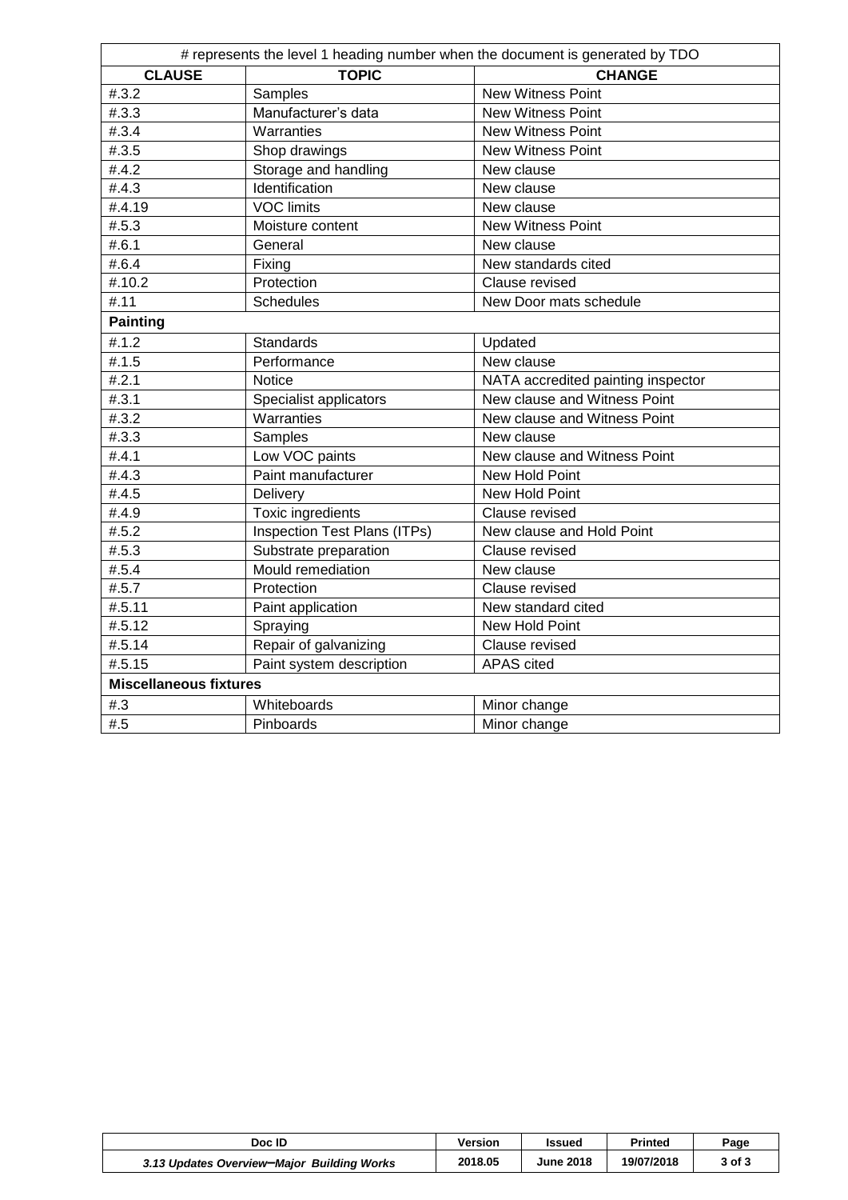| # represents the level 1 heading number when the document is generated by TDO | | |
|---|---|---|
| **CLAUSE** | **TOPIC** | **CHANGE** |
| #.3.2 | Samples | New Witness Point |
| #.3.3 | Manufacturer's data | New Witness Point |
| #.3.4 | Warranties | New Witness Point |
| #.3.5 | Shop drawings | New Witness Point |
| #.4.2 | Storage and handling | New clause |
| #.4.3 | Identification | New clause |
| #.4.19 | VOC limits | New clause |
| #.5.3 | Moisture content | New Witness Point |
| #.6.1 | General | New clause |
| #.6.4 | Fixing | New standards cited |
| #.10.2 | Protection | Clause revised |
| #.11 | Schedules | New Door mats schedule |
| **Painting** | | |
| #.1.2 | Standards | Updated |
| #.1.5 | Performance | New clause |
| #.2.1 | Notice | NATA accredited painting inspector |
| #.3.1 | Specialist applicators | New clause and Witness Point |
| #.3.2 | Warranties | New clause and Witness Point |
| #.3.3 | Samples | New clause |
| #.4.1 | Low VOC paints | New clause and Witness Point |
| #.4.3 | Paint manufacturer | New Hold Point |
| #.4.5 | Delivery | New Hold Point |
| #.4.9 | Toxic ingredients | Clause revised |
| #.5.2 | Inspection Test Plans (ITPs) | New clause and Hold Point |
| #.5.3 | Substrate preparation | Clause revised |
| #.5.4 | Mould remediation | New clause |
| #.5.7 | Protection | Clause revised |
| #.5.11 | Paint application | New standard cited |
| #.5.12 | Spraying | New Hold Point |
| #.5.14 | Repair of galvanizing | Clause revised |
| #.5.15 | Paint system description | APAS cited |
| **Miscellaneous fixtures** | | |
| #.3 | Whiteboards | Minor change |
| #.5 | Pinboards | Minor change |